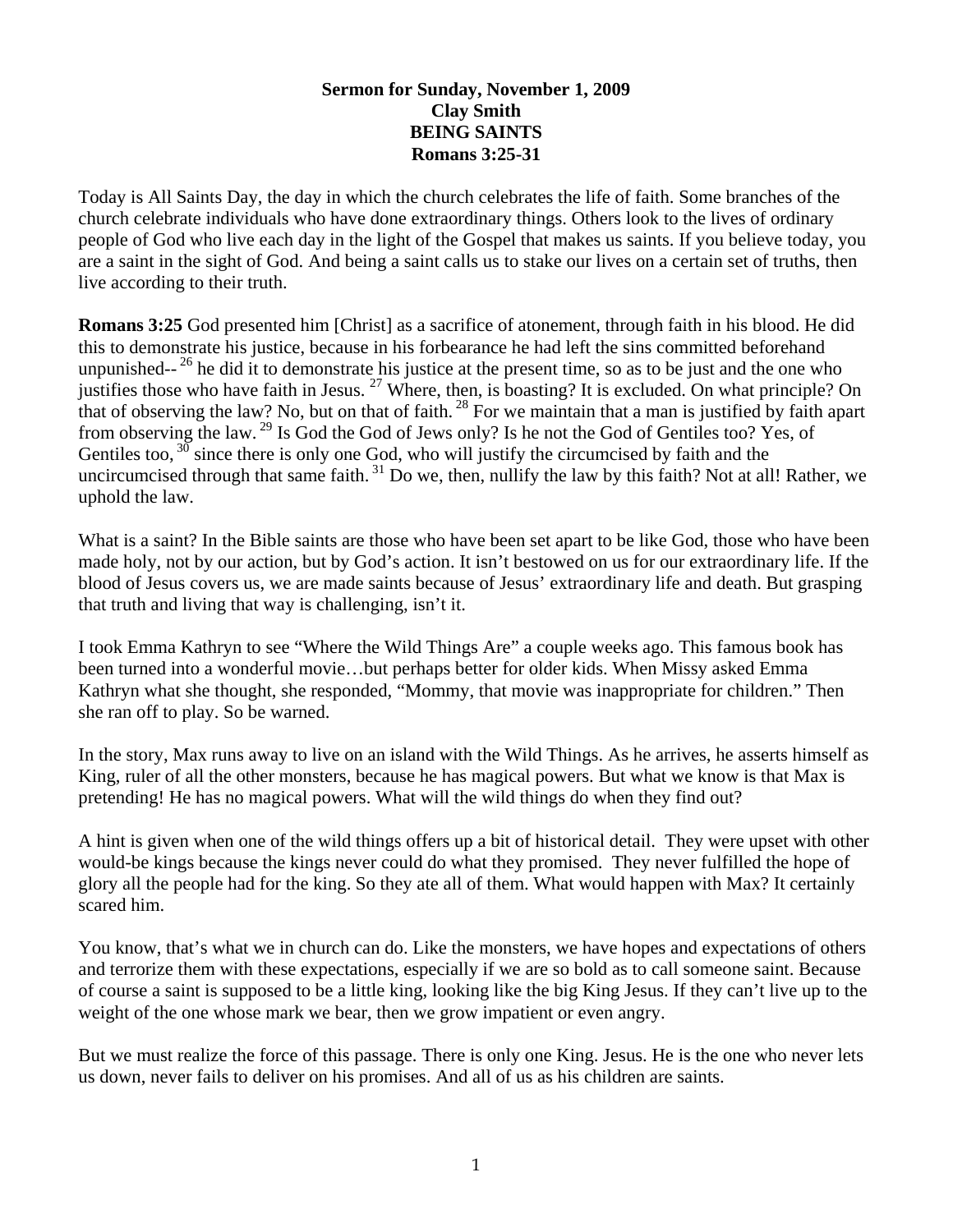**Sermon for Sunday, November 1, 2009**
**Clay Smith**
**BEING SAINTS**
**Romans 3:25-31**

Today is All Saints Day, the day in which the church celebrates the life of faith. Some branches of the church celebrate individuals who have done extraordinary things. Others look to the lives of ordinary people of God who live each day in the light of the Gospel that makes us saints. If you believe today, you are a saint in the sight of God. And being a saint calls us to stake our lives on a certain set of truths, then live according to their truth.

**Romans 3:25** God presented him [Christ] as a sacrifice of atonement, through faith in his blood. He did this to demonstrate his justice, because in his forbearance he had left the sins committed beforehand unpunished-- [26] he did it to demonstrate his justice at the present time, so as to be just and the one who justifies those who have faith in Jesus. [27] Where, then, is boasting? It is excluded. On what principle? On that of observing the law? No, but on that of faith. [28] For we maintain that a man is justified by faith apart from observing the law. [29] Is God the God of Jews only? Is he not the God of Gentiles too? Yes, of Gentiles too, [30] since there is only one God, who will justify the circumcised by faith and the uncircumcised through that same faith. [31] Do we, then, nullify the law by this faith? Not at all! Rather, we uphold the law.

What is a saint? In the Bible saints are those who have been set apart to be like God, those who have been made holy, not by our action, but by God's action. It isn't bestowed on us for our extraordinary life. If the blood of Jesus covers us, we are made saints because of Jesus' extraordinary life and death. But grasping that truth and living that way is challenging, isn't it.

I took Emma Kathryn to see "Where the Wild Things Are" a couple weeks ago. This famous book has been turned into a wonderful movie…but perhaps better for older kids. When Missy asked Emma Kathryn what she thought, she responded, "Mommy, that movie was inappropriate for children." Then she ran off to play. So be warned.

In the story, Max runs away to live on an island with the Wild Things. As he arrives, he asserts himself as King, ruler of all the other monsters, because he has magical powers. But what we know is that Max is pretending! He has no magical powers. What will the wild things do when they find out?

A hint is given when one of the wild things offers up a bit of historical detail. They were upset with other would-be kings because the kings never could do what they promised. They never fulfilled the hope of glory all the people had for the king. So they ate all of them. What would happen with Max? It certainly scared him.

You know, that's what we in church can do. Like the monsters, we have hopes and expectations of others and terrorize them with these expectations, especially if we are so bold as to call someone saint. Because of course a saint is supposed to be a little king, looking like the big King Jesus. If they can't live up to the weight of the one whose mark we bear, then we grow impatient or even angry.

But we must realize the force of this passage. There is only one King. Jesus. He is the one who never lets us down, never fails to deliver on his promises. And all of us as his children are saints.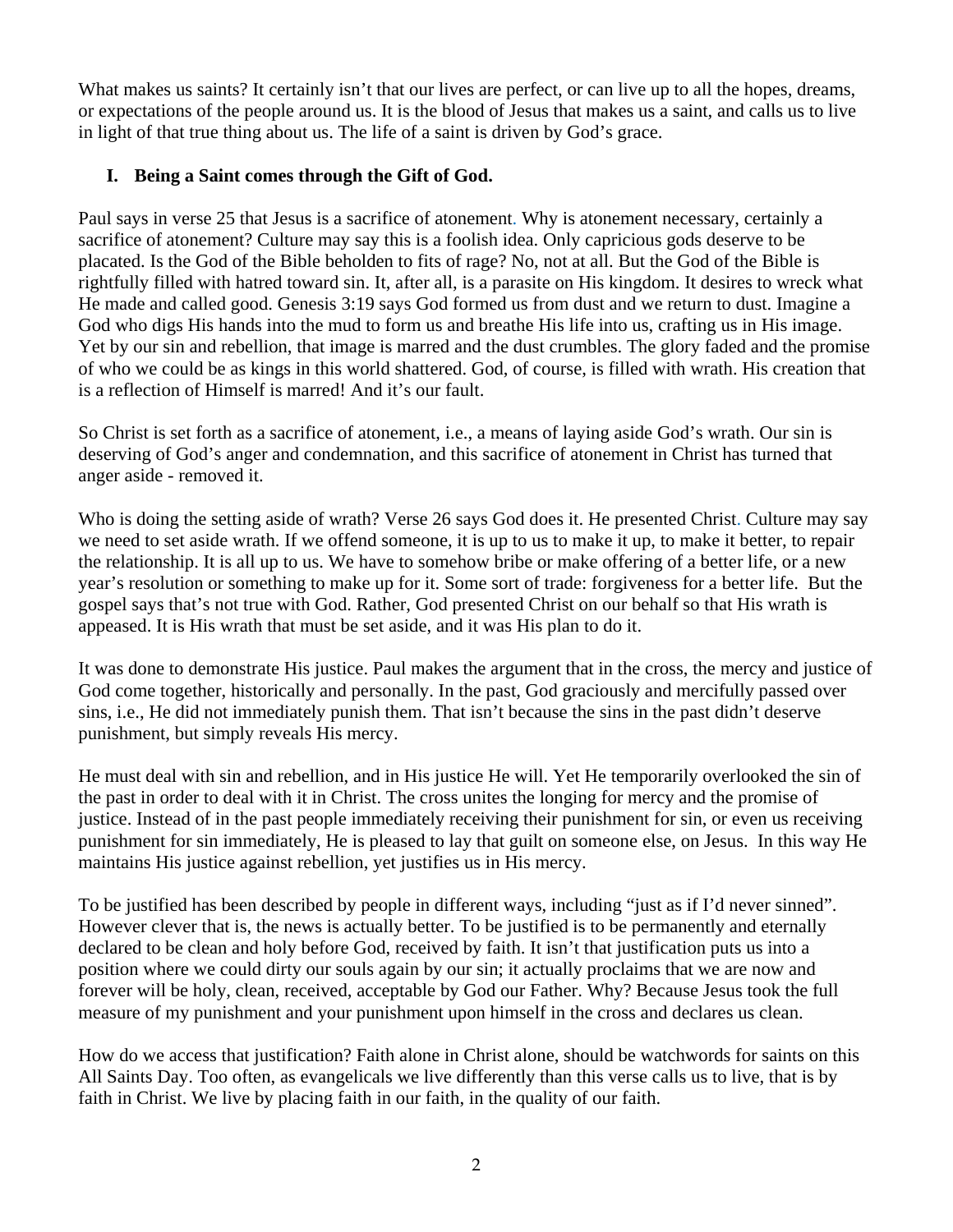What makes us saints? It certainly isn't that our lives are perfect, or can live up to all the hopes, dreams, or expectations of the people around us. It is the blood of Jesus that makes us a saint, and calls us to live in light of that true thing about us. The life of a saint is driven by God's grace.

## I. Being a Saint comes through the Gift of God.

Paul says in verse 25 that Jesus is a sacrifice of atonement. Why is atonement necessary, certainly a sacrifice of atonement? Culture may say this is a foolish idea. Only capricious gods deserve to be placated. Is the God of the Bible beholden to fits of rage? No, not at all. But the God of the Bible is rightfully filled with hatred toward sin. It, after all, is a parasite on His kingdom. It desires to wreck what He made and called good. Genesis 3:19 says God formed us from dust and we return to dust. Imagine a God who digs His hands into the mud to form us and breathe His life into us, crafting us in His image. Yet by our sin and rebellion, that image is marred and the dust crumbles. The glory faded and the promise of who we could be as kings in this world shattered. God, of course, is filled with wrath. His creation that is a reflection of Himself is marred! And it's our fault.

So Christ is set forth as a sacrifice of atonement, i.e., a means of laying aside God's wrath. Our sin is deserving of God's anger and condemnation, and this sacrifice of atonement in Christ has turned that anger aside - removed it.

Who is doing the setting aside of wrath? Verse 26 says God does it. He presented Christ. Culture may say we need to set aside wrath. If we offend someone, it is up to us to make it up, to make it better, to repair the relationship. It is all up to us. We have to somehow bribe or make offering of a better life, or a new year's resolution or something to make up for it. Some sort of trade: forgiveness for a better life. But the gospel says that's not true with God. Rather, God presented Christ on our behalf so that His wrath is appeased. It is His wrath that must be set aside, and it was His plan to do it.

It was done to demonstrate His justice. Paul makes the argument that in the cross, the mercy and justice of God come together, historically and personally. In the past, God graciously and mercifully passed over sins, i.e., He did not immediately punish them. That isn't because the sins in the past didn't deserve punishment, but simply reveals His mercy.

He must deal with sin and rebellion, and in His justice He will. Yet He temporarily overlooked the sin of the past in order to deal with it in Christ. The cross unites the longing for mercy and the promise of justice. Instead of in the past people immediately receiving their punishment for sin, or even us receiving punishment for sin immediately, He is pleased to lay that guilt on someone else, on Jesus. In this way He maintains His justice against rebellion, yet justifies us in His mercy.

To be justified has been described by people in different ways, including "just as if I'd never sinned". However clever that is, the news is actually better. To be justified is to be permanently and eternally declared to be clean and holy before God, received by faith. It isn't that justification puts us into a position where we could dirty our souls again by our sin; it actually proclaims that we are now and forever will be holy, clean, received, acceptable by God our Father. Why? Because Jesus took the full measure of my punishment and your punishment upon himself in the cross and declares us clean.

How do we access that justification? Faith alone in Christ alone, should be watchwords for saints on this All Saints Day. Too often, as evangelicals we live differently than this verse calls us to live, that is by faith in Christ. We live by placing faith in our faith, in the quality of our faith.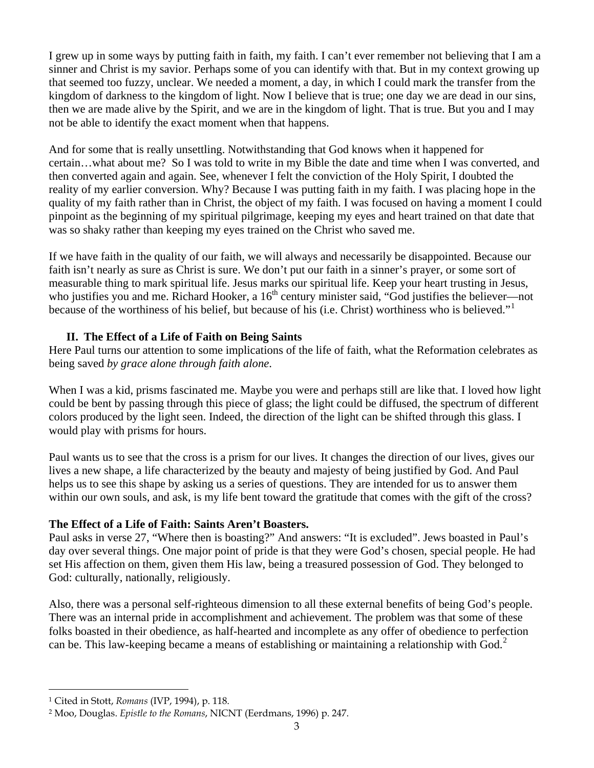I grew up in some ways by putting faith in faith, my faith. I can't ever remember not believing that I am a sinner and Christ is my savior. Perhaps some of you can identify with that. But in my context growing up that seemed too fuzzy, unclear. We needed a moment, a day, in which I could mark the transfer from the kingdom of darkness to the kingdom of light. Now I believe that is true; one day we are dead in our sins, then we are made alive by the Spirit, and we are in the kingdom of light. That is true. But you and I may not be able to identify the exact moment when that happens.

And for some that is really unsettling. Notwithstanding that God knows when it happened for certain…what about me? So I was told to write in my Bible the date and time when I was converted, and then converted again and again. See, whenever I felt the conviction of the Holy Spirit, I doubted the reality of my earlier conversion. Why? Because I was putting faith in my faith. I was placing hope in the quality of my faith rather than in Christ, the object of my faith. I was focused on having a moment I could pinpoint as the beginning of my spiritual pilgrimage, keeping my eyes and heart trained on that date that was so shaky rather than keeping my eyes trained on the Christ who saved me.

If we have faith in the quality of our faith, we will always and necessarily be disappointed. Because our faith isn't nearly as sure as Christ is sure. We don't put our faith in a sinner's prayer, or some sort of measurable thing to mark spiritual life. Jesus marks our spiritual life. Keep your heart trusting in Jesus, who justifies you and me. Richard Hooker, a 16th century minister said, "God justifies the believer—not because of the worthiness of his belief, but because of his (i.e. Christ) worthiness who is believed."[1]

### II. The Effect of a Life of Faith on Being Saints

Here Paul turns our attention to some implications of the life of faith, what the Reformation celebrates as being saved *by grace alone through faith alone*.

When I was a kid, prisms fascinated me. Maybe you were and perhaps still are like that. I loved how light could be bent by passing through this piece of glass; the light could be diffused, the spectrum of different colors produced by the light seen. Indeed, the direction of the light can be shifted through this glass. I would play with prisms for hours.

Paul wants us to see that the cross is a prism for our lives. It changes the direction of our lives, gives our lives a new shape, a life characterized by the beauty and majesty of being justified by God. And Paul helps us to see this shape by asking us a series of questions. They are intended for us to answer them within our own souls, and ask, is my life bent toward the gratitude that comes with the gift of the cross?

**The Effect of a Life of Faith: Saints Aren't Boasters.**

Paul asks in verse 27, "Where then is boasting?" And answers: "It is excluded". Jews boasted in Paul's day over several things. One major point of pride is that they were God's chosen, special people. He had set His affection on them, given them His law, being a treasured possession of God. They belonged to God: culturally, nationally, religiously.

Also, there was a personal self-righteous dimension to all these external benefits of being God's people. There was an internal pride in accomplishment and achievement. The problem was that some of these folks boasted in their obedience, as half-hearted and incomplete as any offer of obedience to perfection can be. This law-keeping became a means of establishing or maintaining a relationship with God.[2]

---

[1] Cited in Stott, *Romans* (IVP, 1994), p. 118.

[2] Moo, Douglas. *Epistle to the Romans*, NICNT (Eerdmans, 1996) p. 247.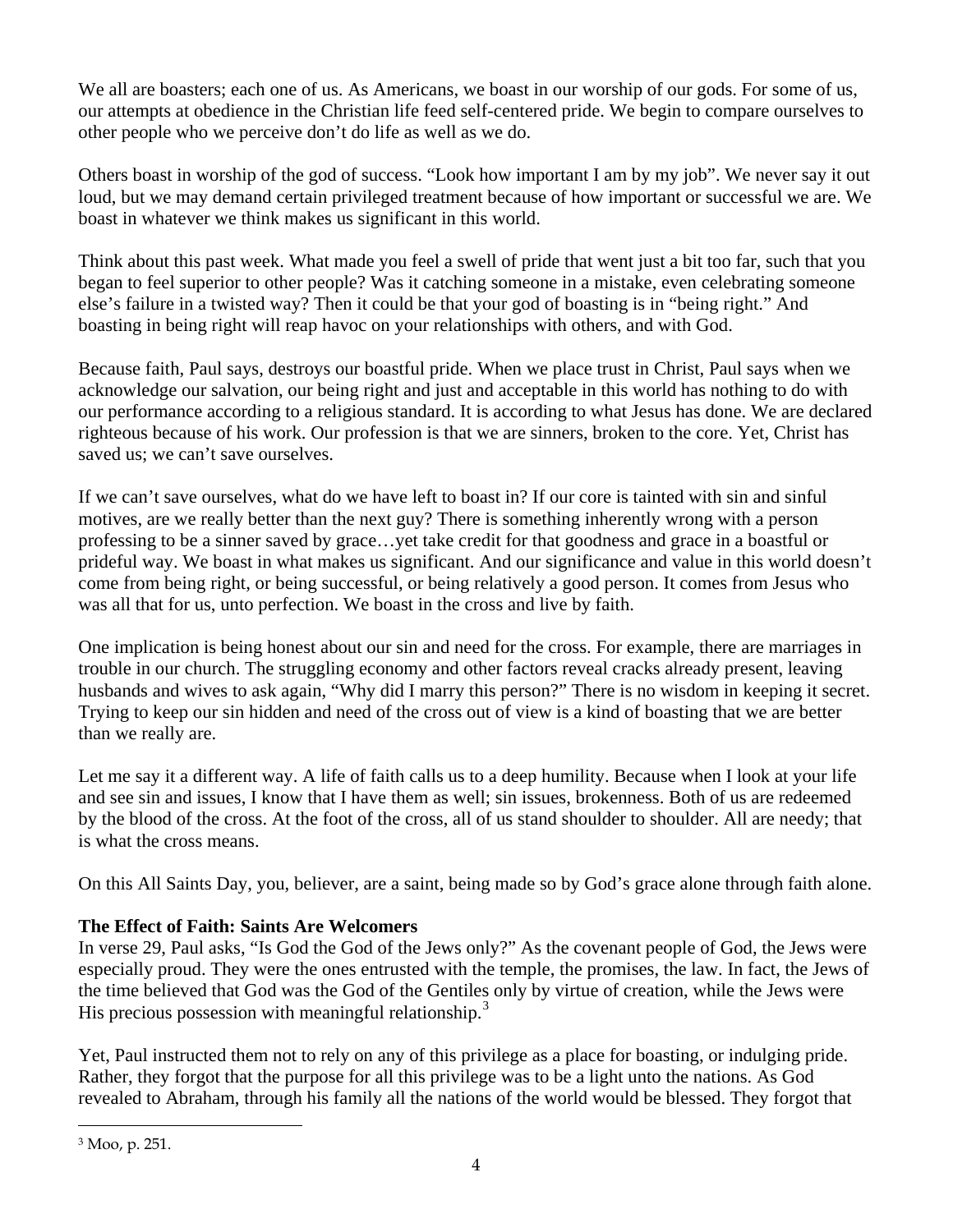We all are boasters; each one of us. As Americans, we boast in our worship of our gods. For some of us, our attempts at obedience in the Christian life feed self-centered pride. We begin to compare ourselves to other people who we perceive don't do life as well as we do.

Others boast in worship of the god of success. "Look how important I am by my job". We never say it out loud, but we may demand certain privileged treatment because of how important or successful we are. We boast in whatever we think makes us significant in this world.

Think about this past week. What made you feel a swell of pride that went just a bit too far, such that you began to feel superior to other people? Was it catching someone in a mistake, even celebrating someone else's failure in a twisted way? Then it could be that your god of boasting is in "being right." And boasting in being right will reap havoc on your relationships with others, and with God.

Because faith, Paul says, destroys our boastful pride. When we place trust in Christ, Paul says when we acknowledge our salvation, our being right and just and acceptable in this world has nothing to do with our performance according to a religious standard. It is according to what Jesus has done. We are declared righteous because of his work. Our profession is that we are sinners, broken to the core. Yet, Christ has saved us; we can't save ourselves.

If we can't save ourselves, what do we have left to boast in? If our core is tainted with sin and sinful motives, are we really better than the next guy? There is something inherently wrong with a person professing to be a sinner saved by grace…yet take credit for that goodness and grace in a boastful or prideful way. We boast in what makes us significant. And our significance and value in this world doesn't come from being right, or being successful, or being relatively a good person. It comes from Jesus who was all that for us, unto perfection. We boast in the cross and live by faith.

One implication is being honest about our sin and need for the cross. For example, there are marriages in trouble in our church. The struggling economy and other factors reveal cracks already present, leaving husbands and wives to ask again, "Why did I marry this person?" There is no wisdom in keeping it secret. Trying to keep our sin hidden and need of the cross out of view is a kind of boasting that we are better than we really are.

Let me say it a different way. A life of faith calls us to a deep humility. Because when I look at your life and see sin and issues, I know that I have them as well; sin issues, brokenness. Both of us are redeemed by the blood of the cross. At the foot of the cross, all of us stand shoulder to shoulder. All are needy; that is what the cross means.

On this All Saints Day, you, believer, are a saint, being made so by God's grace alone through faith alone.

**The Effect of Faith: Saints Are Welcomers**

In verse 29, Paul asks, "Is God the God of the Jews only?" As the covenant people of God, the Jews were especially proud. They were the ones entrusted with the temple, the promises, the law. In fact, the Jews of the time believed that God was the God of the Gentiles only by virtue of creation, while the Jews were His precious possession with meaningful relationship.[3]

Yet, Paul instructed them not to rely on any of this privilege as a place for boasting, or indulging pride. Rather, they forgot that the purpose for all this privilege was to be a light unto the nations. As God revealed to Abraham, through his family all the nations of the world would be blessed. They forgot that

[3] Moo, p. 251.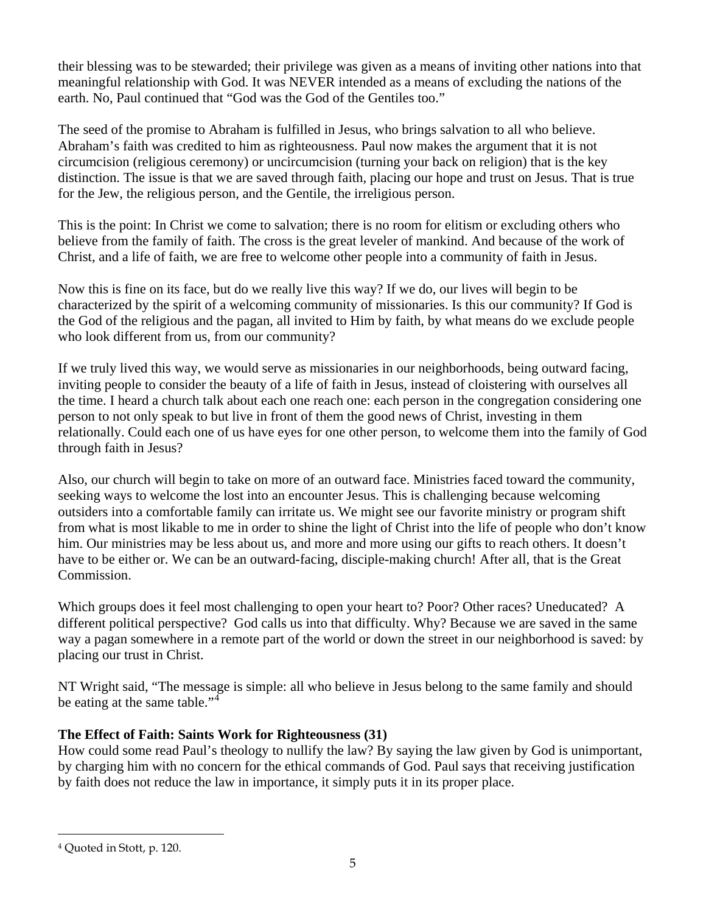their blessing was to be stewarded; their privilege was given as a means of inviting other nations into that meaningful relationship with God. It was NEVER intended as a means of excluding the nations of the earth. No, Paul continued that "God was the God of the Gentiles too."

The seed of the promise to Abraham is fulfilled in Jesus, who brings salvation to all who believe. Abraham's faith was credited to him as righteousness. Paul now makes the argument that it is not circumcision (religious ceremony) or uncircumcision (turning your back on religion) that is the key distinction. The issue is that we are saved through faith, placing our hope and trust on Jesus. That is true for the Jew, the religious person, and the Gentile, the irreligious person.

This is the point: In Christ we come to salvation; there is no room for elitism or excluding others who believe from the family of faith. The cross is the great leveler of mankind. And because of the work of Christ, and a life of faith, we are free to welcome other people into a community of faith in Jesus.

Now this is fine on its face, but do we really live this way? If we do, our lives will begin to be characterized by the spirit of a welcoming community of missionaries. Is this our community? If God is the God of the religious and the pagan, all invited to Him by faith, by what means do we exclude people who look different from us, from our community?

If we truly lived this way, we would serve as missionaries in our neighborhoods, being outward facing, inviting people to consider the beauty of a life of faith in Jesus, instead of cloistering with ourselves all the time. I heard a church talk about each one reach one: each person in the congregation considering one person to not only speak to but live in front of them the good news of Christ, investing in them relationally. Could each one of us have eyes for one other person, to welcome them into the family of God through faith in Jesus?

Also, our church will begin to take on more of an outward face. Ministries faced toward the community, seeking ways to welcome the lost into an encounter Jesus. This is challenging because welcoming outsiders into a comfortable family can irritate us. We might see our favorite ministry or program shift from what is most likable to me in order to shine the light of Christ into the life of people who don't know him. Our ministries may be less about us, and more and more using our gifts to reach others. It doesn't have to be either or. We can be an outward-facing, disciple-making church! After all, that is the Great Commission.

Which groups does it feel most challenging to open your heart to? Poor? Other races? Uneducated? A different political perspective? God calls us into that difficulty. Why? Because we are saved in the same way a pagan somewhere in a remote part of the world or down the street in our neighborhood is saved: by placing our trust in Christ.

NT Wright said, "The message is simple: all who believe in Jesus belong to the same family and should be eating at the same table."[4]

**The Effect of Faith: Saints Work for Righteousness (31)**

How could some read Paul's theology to nullify the law? By saying the law given by God is unimportant, by charging him with no concern for the ethical commands of God. Paul says that receiving justification by faith does not reduce the law in importance, it simply puts it in its proper place.

[4] Quoted in Stott, p. 120.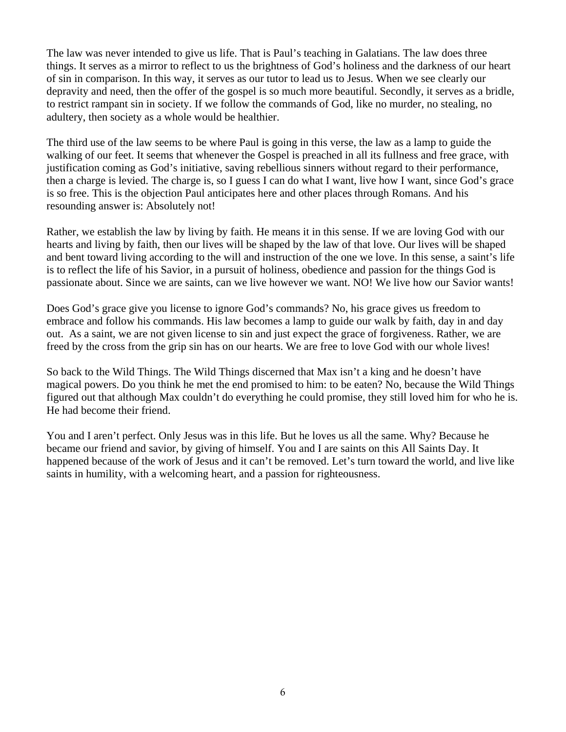The law was never intended to give us life. That is Paul's teaching in Galatians. The law does three things. It serves as a mirror to reflect to us the brightness of God's holiness and the darkness of our heart of sin in comparison. In this way, it serves as our tutor to lead us to Jesus. When we see clearly our depravity and need, then the offer of the gospel is so much more beautiful. Secondly, it serves as a bridle, to restrict rampant sin in society. If we follow the commands of God, like no murder, no stealing, no adultery, then society as a whole would be healthier.

The third use of the law seems to be where Paul is going in this verse, the law as a lamp to guide the walking of our feet. It seems that whenever the Gospel is preached in all its fullness and free grace, with justification coming as God's initiative, saving rebellious sinners without regard to their performance, then a charge is levied. The charge is, so I guess I can do what I want, live how I want, since God's grace is so free. This is the objection Paul anticipates here and other places through Romans. And his resounding answer is: Absolutely not!

Rather, we establish the law by living by faith. He means it in this sense. If we are loving God with our hearts and living by faith, then our lives will be shaped by the law of that love. Our lives will be shaped and bent toward living according to the will and instruction of the one we love. In this sense, a saint's life is to reflect the life of his Savior, in a pursuit of holiness, obedience and passion for the things God is passionate about. Since we are saints, can we live however we want. NO! We live how our Savior wants!

Does God's grace give you license to ignore God's commands? No, his grace gives us freedom to embrace and follow his commands. His law becomes a lamp to guide our walk by faith, day in and day out. As a saint, we are not given license to sin and just expect the grace of forgiveness. Rather, we are freed by the cross from the grip sin has on our hearts. We are free to love God with our whole lives!

So back to the Wild Things. The Wild Things discerned that Max isn't a king and he doesn't have magical powers. Do you think he met the end promised to him: to be eaten? No, because the Wild Things figured out that although Max couldn't do everything he could promise, they still loved him for who he is. He had become their friend.

You and I aren't perfect. Only Jesus was in this life. But he loves us all the same. Why? Because he became our friend and savior, by giving of himself. You and I are saints on this All Saints Day. It happened because of the work of Jesus and it can't be removed. Let's turn toward the world, and live like saints in humility, with a welcoming heart, and a passion for righteousness.